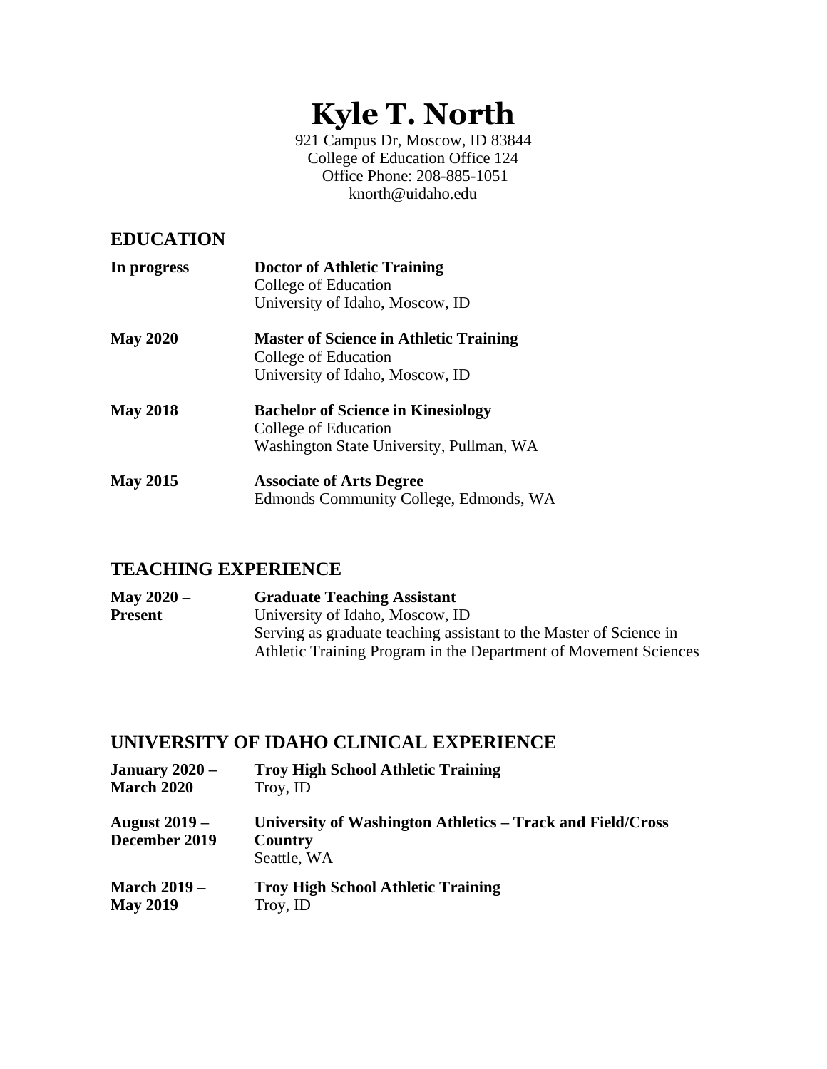# Kyle T. North

921 Campus Dr, Moscow, ID 83844
College of Education Office 124
Office Phone: 208-885-1051
knorth@uidaho.edu

## EDUCATION

**In progress** — **Doctor of Athletic Training**
College of Education
University of Idaho, Moscow, ID

**May 2020** — **Master of Science in Athletic Training**
College of Education
University of Idaho, Moscow, ID

**May 2018** — **Bachelor of Science in Kinesiology**
College of Education
Washington State University, Pullman, WA

**May 2015** — **Associate of Arts Degree**
Edmonds Community College, Edmonds, WA

## TEACHING EXPERIENCE

**May 2020 – Present** — **Graduate Teaching Assistant**
University of Idaho, Moscow, ID
Serving as graduate teaching assistant to the Master of Science in Athletic Training Program in the Department of Movement Sciences

## UNIVERSITY OF IDAHO CLINICAL EXPERIENCE

**January 2020 – March 2020** — **Troy High School Athletic Training**
Troy, ID

**August 2019 – December 2019** — **University of Washington Athletics – Track and Field/Cross Country**
Seattle, WA

**March 2019 – May 2019** — **Troy High School Athletic Training**
Troy, ID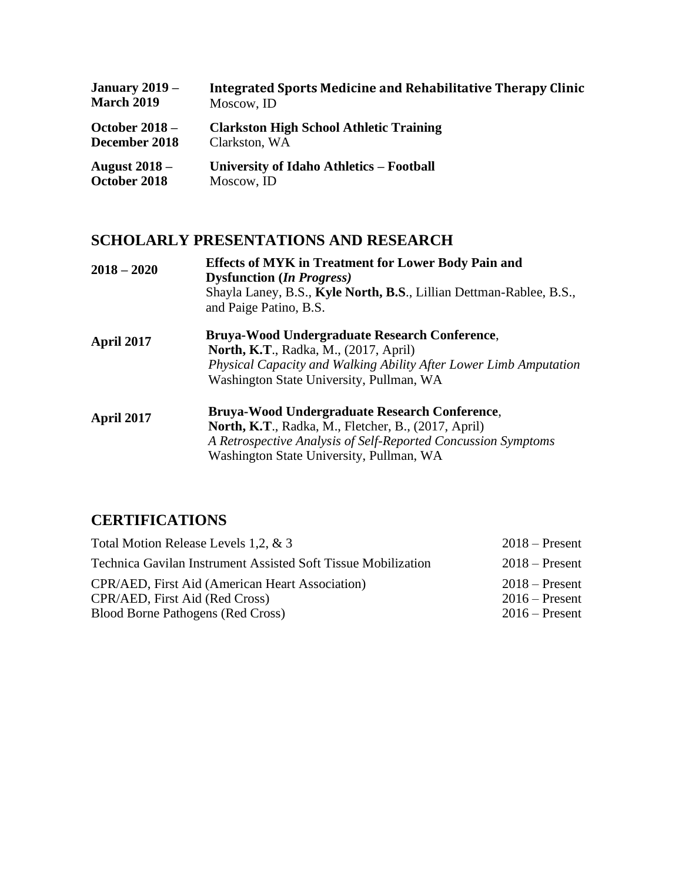**January 2019 – March 2019** — **Integrated Sports Medicine and Rehabilitative Therapy Clinic**
Moscow, ID

**October 2018 – December 2018** — **Clarkston High School Athletic Training**
Clarkston, WA

**August 2018 – October 2018** — **University of Idaho Athletics – Football**
Moscow, ID

## SCHOLARLY PRESENTATIONS AND RESEARCH

**2018 – 2020** — **Effects of MYK in Treatment for Lower Body Pain and Dysfunction (*In Progress)***
Shayla Laney, B.S., **Kyle North, B.S**., Lillian Dettman-Rablee, B.S., and Paige Patino, B.S.

**April 2017** — **Bruya-Wood Undergraduate Research Conference**,
**North, K.T**., Radka, M., (2017, April)
*Physical Capacity and Walking Ability After Lower Limb Amputation*
Washington State University, Pullman, WA

**April 2017** — **Bruya-Wood Undergraduate Research Conference**,
**North, K.T**., Radka, M., Fletcher, B., (2017, April)
*A Retrospective Analysis of Self-Reported Concussion Symptoms*
Washington State University, Pullman, WA

## CERTIFICATIONS

| | |
|---|---|
| Total Motion Release Levels 1,2, & 3 | 2018 – Present |
| Technica Gavilan Instrument Assisted Soft Tissue Mobilization | 2018 – Present |
| CPR/AED, First Aid (American Heart Association) | 2018 – Present |
| CPR/AED, First Aid (Red Cross) | 2016 – Present |
| Blood Borne Pathogens (Red Cross) | 2016 – Present |